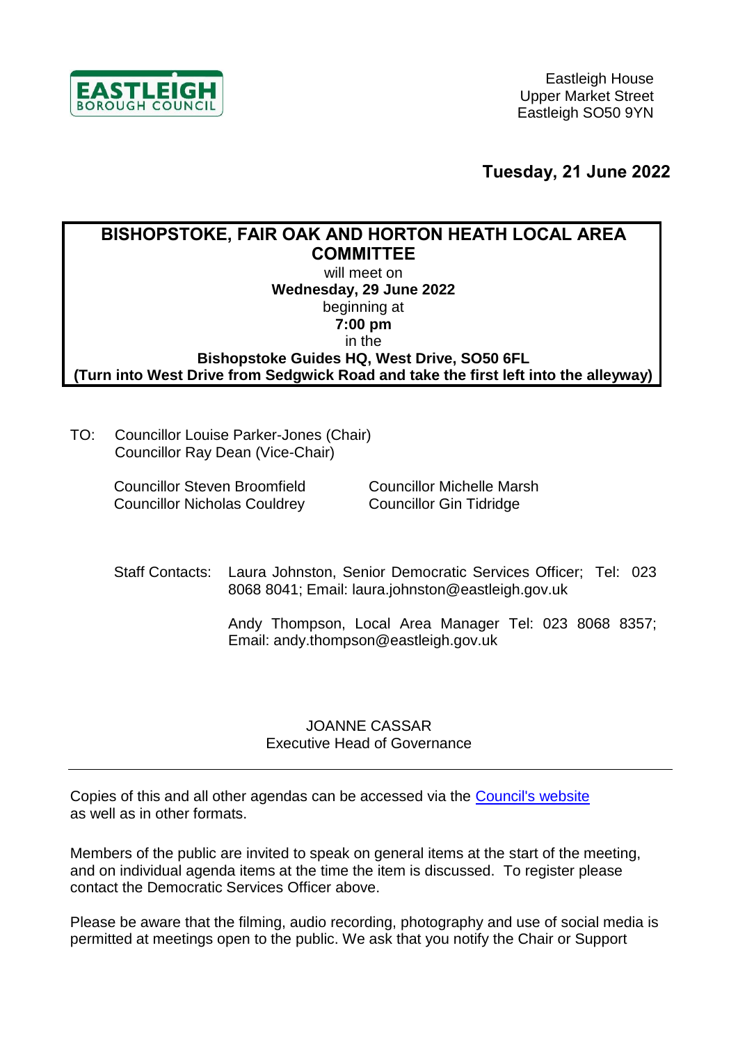EASTLEIGH BOROUGH COUNCIL

Eastleigh House
Upper Market Street
Eastleigh SO50 9YN

**Tuesday, 21 June 2022**

**BISHOPSTOKE, FAIR OAK AND HORTON HEATH LOCAL AREA COMMITTEE**
will meet on
**Wednesday, 29 June 2022**
beginning at
**7:00 pm**
in the
**Bishopstoke Guides HQ, West Drive, SO50 6FL**
**(Turn into West Drive from Sedgwick Road and take the first left into the alleyway)**

TO: Councillor Louise Parker-Jones (Chair)
Councillor Ray Dean (Vice-Chair)

Councillor Steven Broomfield
Councillor Nicholas Couldrey
Councillor Michelle Marsh
Councillor Gin Tidridge

Staff Contacts: Laura Johnston, Senior Democratic Services Officer; Tel: 023 8068 8041; Email: laura.johnston@eastleigh.gov.uk

Andy Thompson, Local Area Manager Tel: 023 8068 8357; Email: andy.thompson@eastleigh.gov.uk

JOANNE CASSAR
Executive Head of Governance

---

Copies of this and all other agendas can be accessed via the Council's website as well as in other formats.

Members of the public are invited to speak on general items at the start of the meeting, and on individual agenda items at the time the item is discussed. To register please contact the Democratic Services Officer above.

Please be aware that the filming, audio recording, photography and use of social media is permitted at meetings open to the public. We ask that you notify the Chair or Support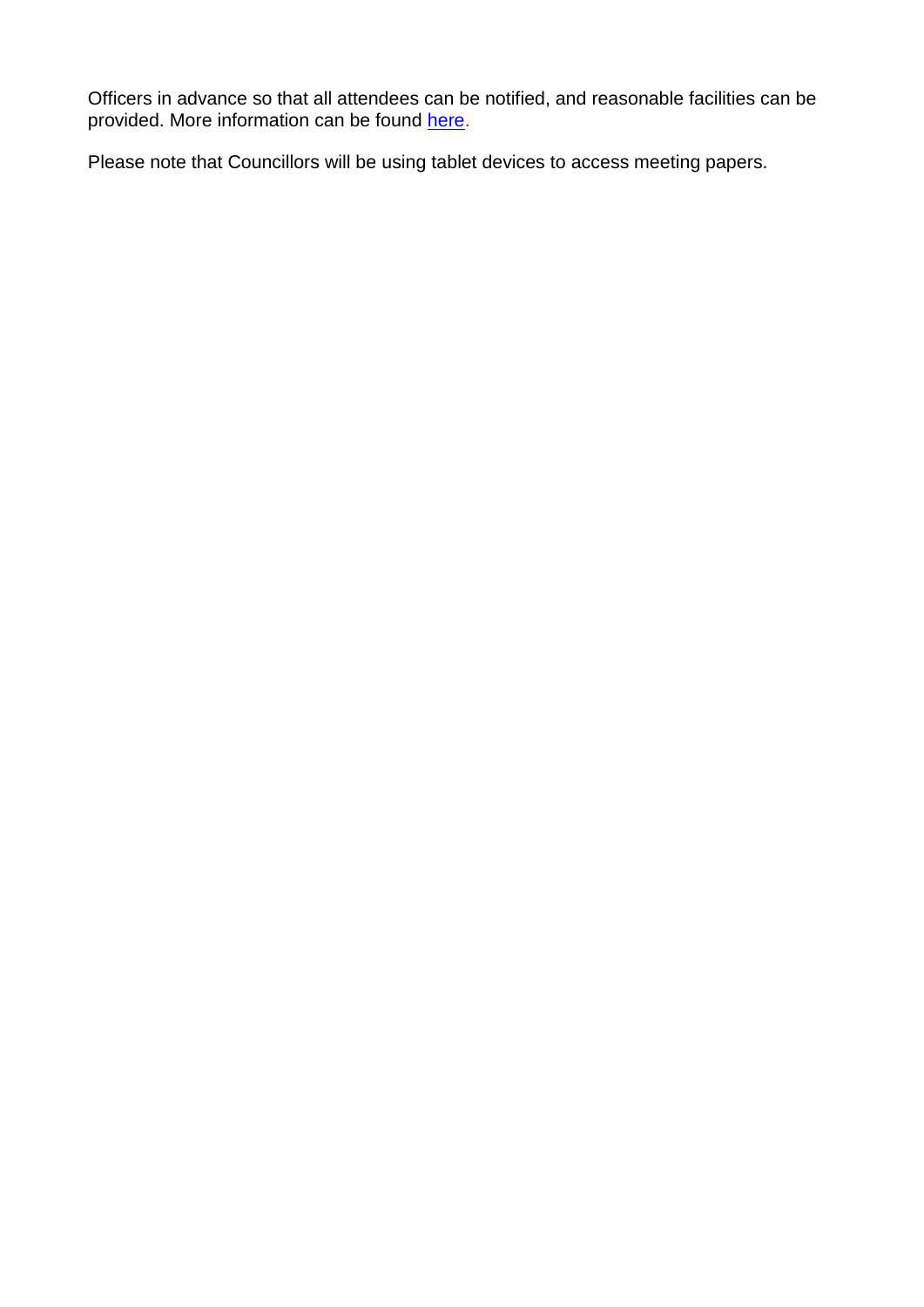Officers in advance so that all attendees can be notified, and reasonable facilities can be provided. More information can be found here.

Please note that Councillors will be using tablet devices to access meeting papers.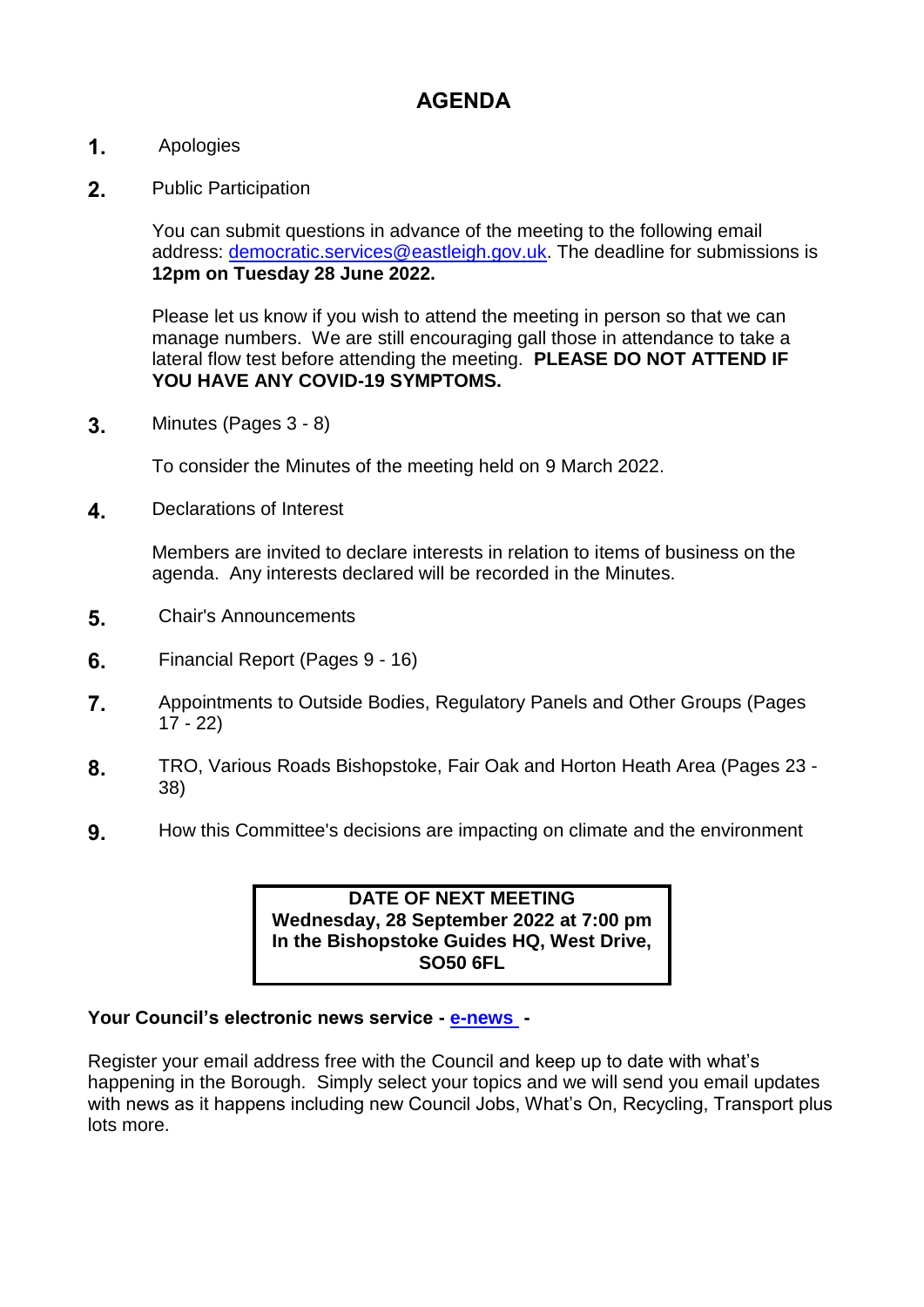# AGENDA

**1.** Apologies

**2.** Public Participation

You can submit questions in advance of the meeting to the following email address: [democratic.services@eastleigh.gov.uk](mailto:democratic.services@eastleigh.gov.uk). The deadline for submissions is **12pm on Tuesday 28 June 2022.**

Please let us know if you wish to attend the meeting in person so that we can manage numbers. We are still encouraging gall those in attendance to take a lateral flow test before attending the meeting. **PLEASE DO NOT ATTEND IF YOU HAVE ANY COVID-19 SYMPTOMS.**

**3.** Minutes (Pages 3 - 8)

To consider the Minutes of the meeting held on 9 March 2022.

**4.** Declarations of Interest

Members are invited to declare interests in relation to items of business on the agenda. Any interests declared will be recorded in the Minutes.

**5.** Chair's Announcements

**6.** Financial Report (Pages 9 - 16)

**7.** Appointments to Outside Bodies, Regulatory Panels and Other Groups (Pages 17 - 22)

**8.** TRO, Various Roads Bishopstoke, Fair Oak and Horton Heath Area (Pages 23 - 38)

**9.** How this Committee's decisions are impacting on climate and the environment

**DATE OF NEXT MEETING**
**Wednesday, 28 September 2022 at 7:00 pm**
**In the Bishopstoke Guides HQ, West Drive, SO50 6FL**

**Your Council's electronic news service - e-news -**

Register your email address free with the Council and keep up to date with what's happening in the Borough. Simply select your topics and we will send you email updates with news as it happens including new Council Jobs, What's On, Recycling, Transport plus lots more.